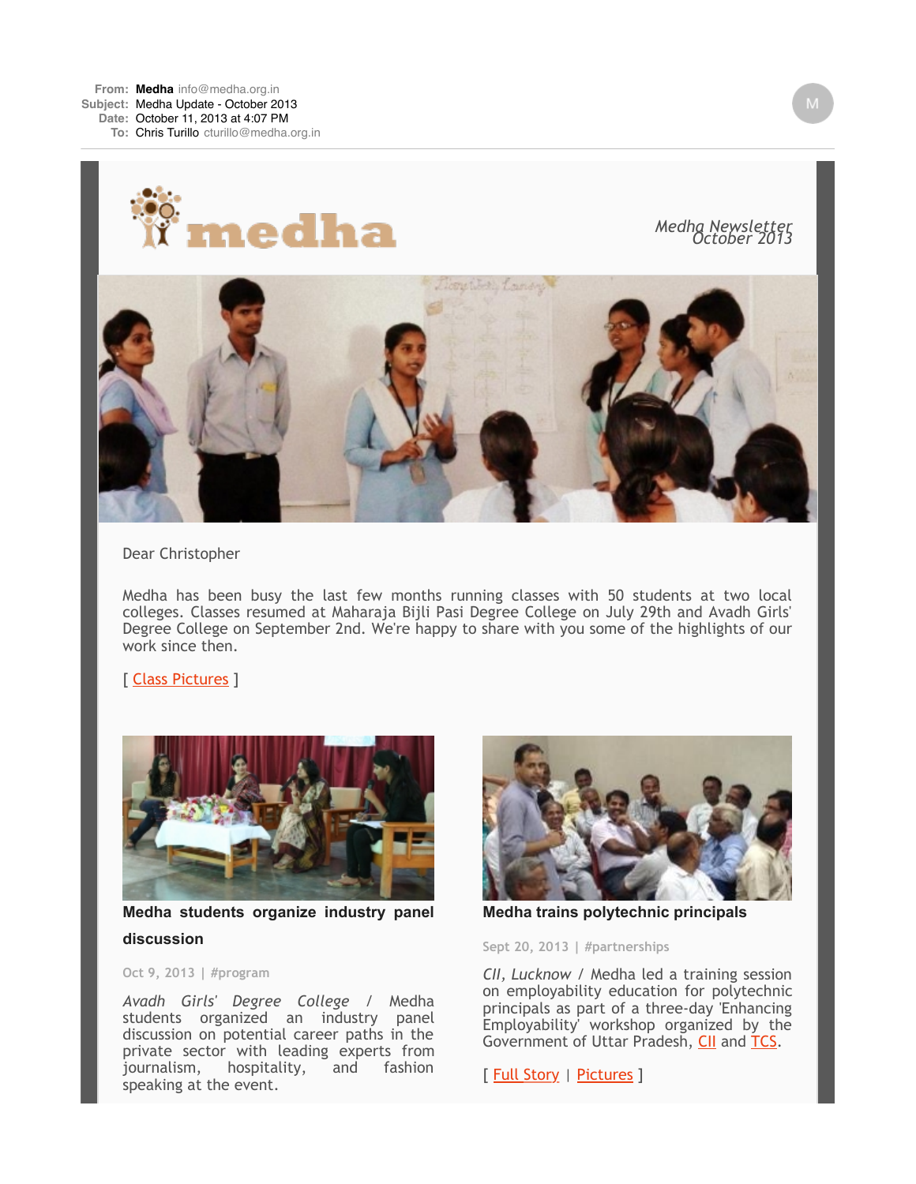**From:** **Medha** info@medha.org.in
**Subject:** Medha Update - October 2013
**Date:** October 11, 2013 at 4:07 PM
**To:** Chris Turillo cturillo@medha.org.in

medha

*Medha Newsletter October 2013*

Dear Christopher

Medha has been busy the last few months running classes with 50 students at two local colleges. Classes resumed at Maharaja Bijli Pasi Degree College on July 29th and Avadh Girls' Degree College on September 2nd. We're happy to share with you some of the highlights of our work since then.

[ Class Pictures ]

### Medha students organize industry panel discussion

Oct 9, 2013 | #program

*Avadh Girls' Degree College* / Medha students organized an industry panel discussion on potential career paths in the private sector with leading experts from journalism, hospitality, and fashion speaking at the event.

### Medha trains polytechnic principals

Sept 20, 2013 | #partnerships

*CII, Lucknow* / Medha led a training session on employability education for polytechnic principals as part of a three-day 'Enhancing Employability' workshop organized by the Government of Uttar Pradesh, CII and TCS.

[ Full Story | Pictures ]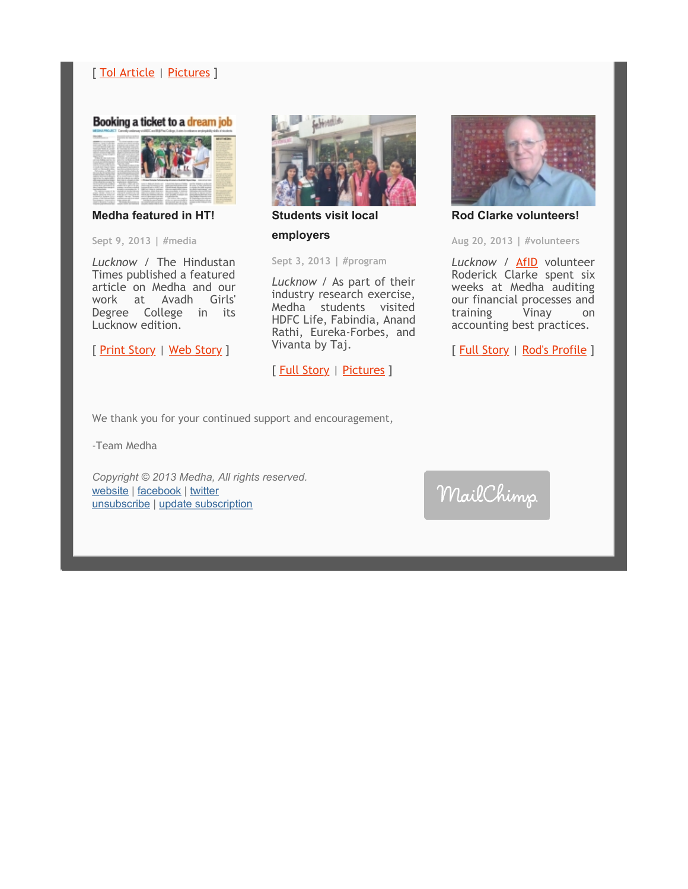[ ToI Article | Pictures ]

### Medha featured in HT!

Sept 9, 2013 | #media

*Lucknow* / The Hindustan Times published a featured article on Medha and our work at Avadh Girls' Degree College in its Lucknow edition.

[ Print Story | Web Story ]

### Students visit local employers

Sept 3, 2013 | #program

*Lucknow* / As part of their industry research exercise, Medha students visited HDFC Life, Fabindia, Anand Rathi, Eureka-Forbes, and Vivanta by Taj.

[ Full Story | Pictures ]

### Rod Clarke volunteers!

Aug 20, 2013 | #volunteers

*Lucknow* / AfID volunteer Roderick Clarke spent six weeks at Medha auditing our financial processes and training Vinay on accounting best practices.

[ Full Story | Rod's Profile ]

We thank you for your continued support and encouragement,

-Team Medha

*Copyright © 2013 Medha, All rights reserved.*
website | facebook | twitter
unsubscribe | update subscription

MailChimp